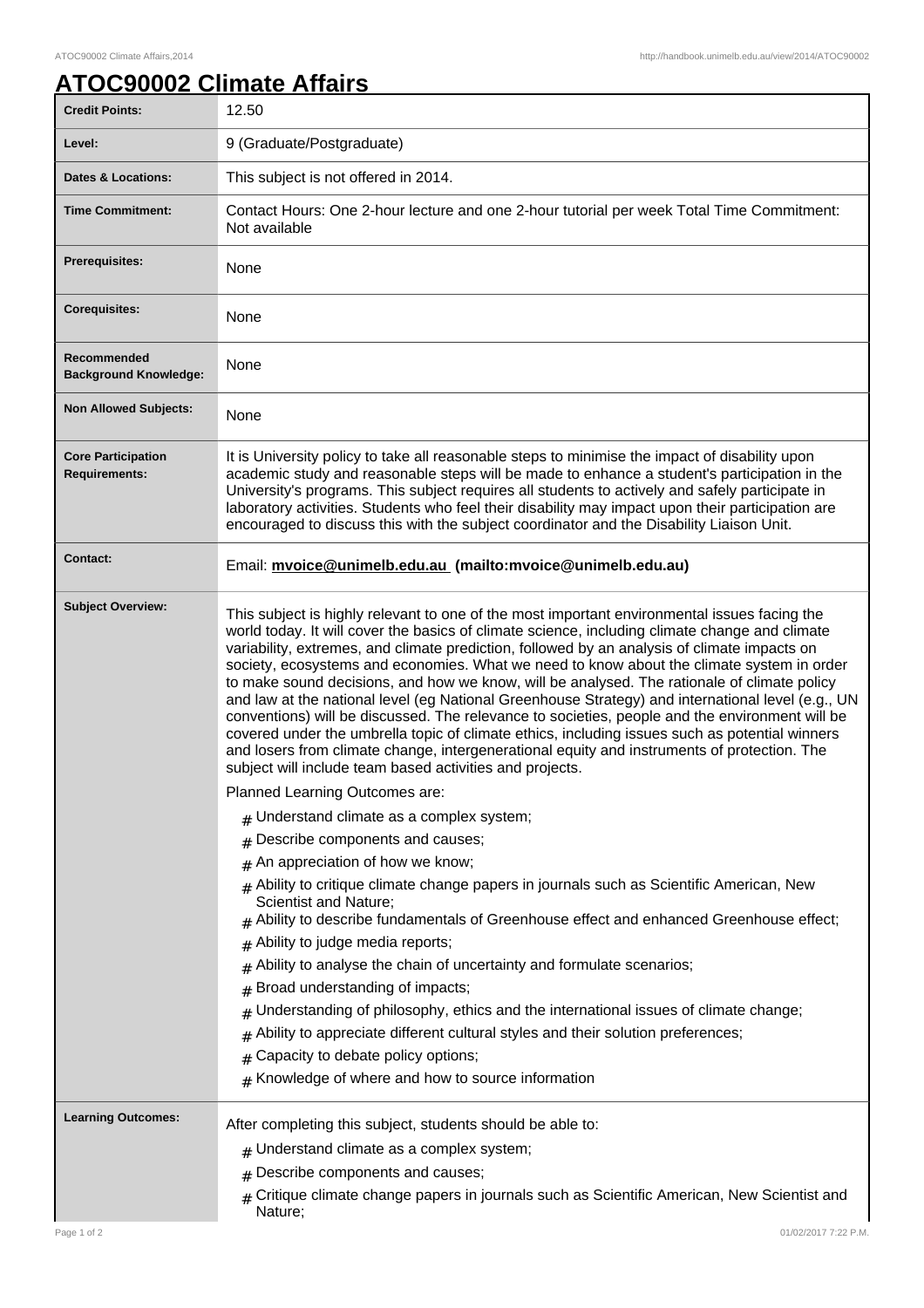# ATOC90002 Climate Affairs

| | |
|---|---|
| **Credit Points:** | 12.50 |
| **Level:** | 9 (Graduate/Postgraduate) |
| **Dates & Locations:** | This subject is not offered in 2014. |
| **Time Commitment:** | Contact Hours: One 2-hour lecture and one 2-hour tutorial per week Total Time Commitment: Not available |
| **Prerequisites:** | None |
| **Corequisites:** | None |
| **Recommended Background Knowledge:** | None |
| **Non Allowed Subjects:** | None |
| **Core Participation Requirements:** | It is University policy to take all reasonable steps to minimise the impact of disability upon academic study and reasonable steps will be made to enhance a student's participation in the University's programs. This subject requires all students to actively and safely participate in laboratory activities. Students who feel their disability may impact upon their participation are encouraged to discuss this with the subject coordinator and the Disability Liaison Unit. |
| **Contact:** | Email: **mvoice@unimelb.edu.au (mailto:mvoice@unimelb.edu.au)** |
| **Subject Overview:** | This subject is highly relevant to one of the most important environmental issues facing the world today. It will cover the basics of climate science, including climate change and climate variability, extremes, and climate prediction, followed by an analysis of climate impacts on society, ecosystems and economies. What we need to know about the climate system in order to make sound decisions, and how we know, will be analysed. The rationale of climate policy and law at the national level (eg National Greenhouse Strategy) and international level (e.g., UN conventions) will be discussed. The relevance to societies, people and the environment will be covered under the umbrella topic of climate ethics, including issues such as potential winners and losers from climate change, intergenerational equity and instruments of protection. The subject will include team based activities and projects.<br><br>Planned Learning Outcomes are:<br><br># Understand climate as a complex system;<br># Describe components and causes;<br># An appreciation of how we know;<br># Ability to critique climate change papers in journals such as Scientific American, New Scientist and Nature;<br># Ability to describe fundamentals of Greenhouse effect and enhanced Greenhouse effect;<br># Ability to judge media reports;<br># Ability to analyse the chain of uncertainty and formulate scenarios;<br># Broad understanding of impacts;<br># Understanding of philosophy, ethics and the international issues of climate change;<br># Ability to appreciate different cultural styles and their solution preferences;<br># Capacity to debate policy options;<br># Knowledge of where and how to source information |
| **Learning Outcomes:** | After completing this subject, students should be able to:<br><br># Understand climate as a complex system;<br># Describe components and causes;<br># Critique climate change papers in journals such as Scientific American, New Scientist and Nature; |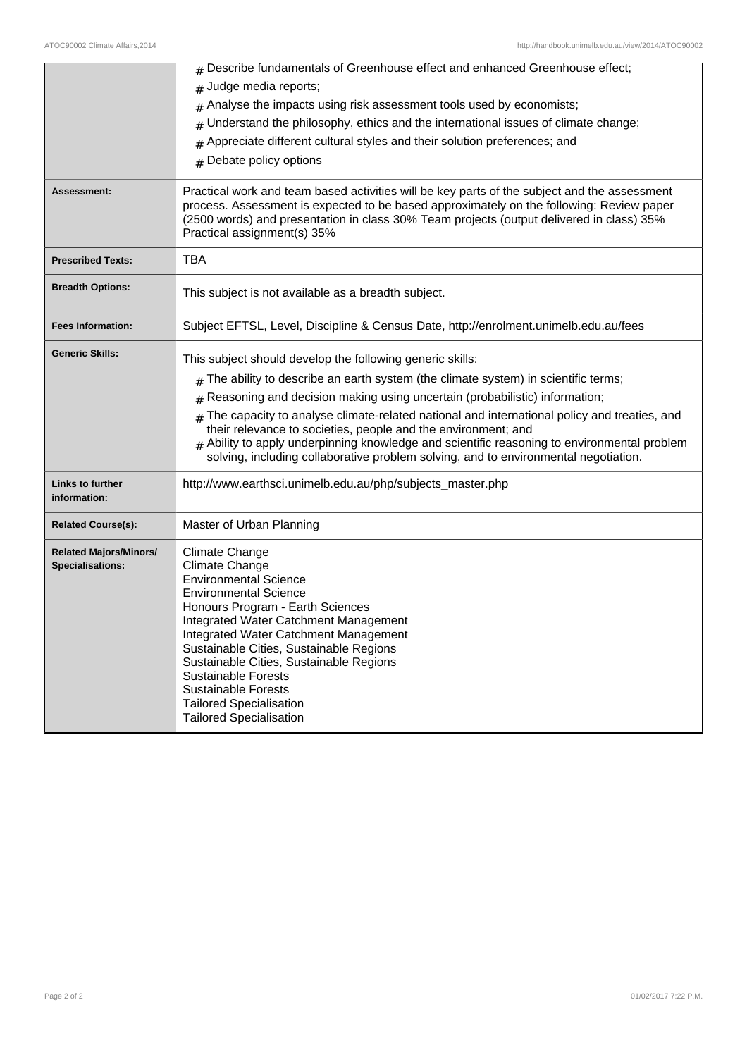| | |
|---|---|
| | # Describe fundamentals of Greenhouse effect and enhanced Greenhouse effect;<br># Judge media reports;<br># Analyse the impacts using risk assessment tools used by economists;<br># Understand the philosophy, ethics and the international issues of climate change;<br># Appreciate different cultural styles and their solution preferences; and<br># Debate policy options |
| **Assessment:** | Practical work and team based activities will be key parts of the subject and the assessment process. Assessment is expected to be based approximately on the following: Review paper (2500 words) and presentation in class 30% Team projects (output delivered in class) 35% Practical assignment(s) 35% |
| **Prescribed Texts:** | TBA |
| **Breadth Options:** | This subject is not available as a breadth subject. |
| **Fees Information:** | Subject EFTSL, Level, Discipline & Census Date, http://enrolment.unimelb.edu.au/fees |
| **Generic Skills:** | This subject should develop the following generic skills:<br># The ability to describe an earth system (the climate system) in scientific terms;<br># Reasoning and decision making using uncertain (probabilistic) information;<br># The capacity to analyse climate-related national and international policy and treaties, and their relevance to societies, people and the environment; and<br># Ability to apply underpinning knowledge and scientific reasoning to environmental problem solving, including collaborative problem solving, and to environmental negotiation. |
| **Links to further information:** | http://www.earthsci.unimelb.edu.au/php/subjects_master.php |
| **Related Course(s):** | Master of Urban Planning |
| **Related Majors/Minors/ Specialisations:** | Climate Change<br>Climate Change<br>Environmental Science<br>Environmental Science<br>Honours Program - Earth Sciences<br>Integrated Water Catchment Management<br>Integrated Water Catchment Management<br>Sustainable Cities, Sustainable Regions<br>Sustainable Cities, Sustainable Regions<br>Sustainable Forests<br>Sustainable Forests<br>Tailored Specialisation<br>Tailored Specialisation |